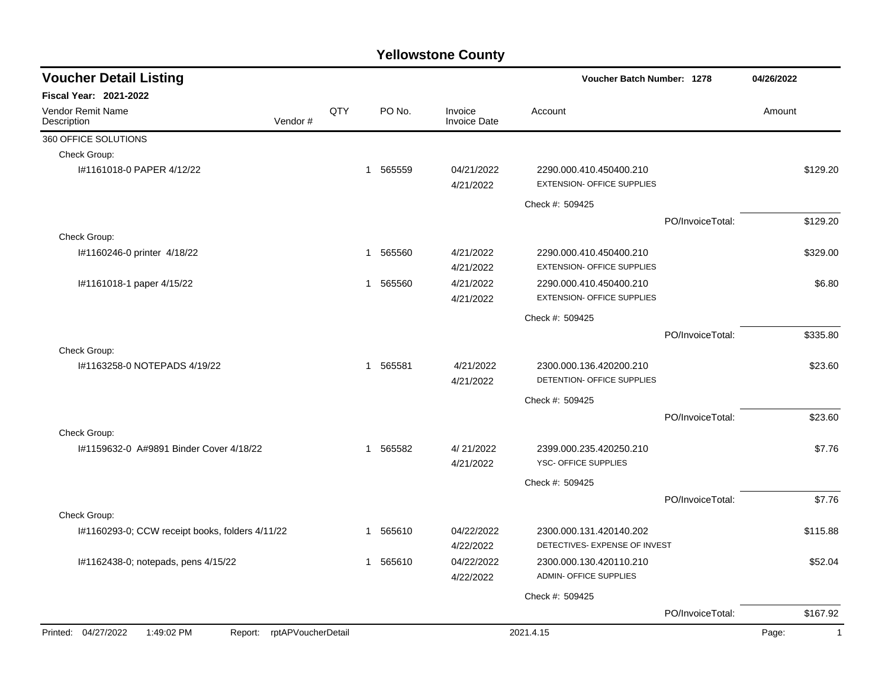# Yellowstone County

## Voucher Detail Listing

**Voucher Batch Number: 1278** 04/26/2022

**Fiscal Year: 2021-2022**

| Vendor Remit Name / Description | Vendor # | QTY | PO No. | Invoice / Invoice Date | Account | Amount |
|---|---|---|---|---|---|---|
| 360 OFFICE SOLUTIONS | | | | | | |
| Check Group: | | | | | | |
| I#1161018-0 PAPER 4/12/22 | | 1 | 565559 | 04/21/2022 / 4/21/2022 | 2290.000.410.450400.210 EXTENSION- OFFICE SUPPLIES | $129.20 |
| | | | | | Check #: 509425 | |
| | | | | | PO/InvoiceTotal: | $129.20 |
| Check Group: | | | | | | |
| I#1160246-0 printer 4/18/22 | | 1 | 565560 | 4/21/2022 / 4/21/2022 | 2290.000.410.450400.210 EXTENSION- OFFICE SUPPLIES | $329.00 |
| I#1161018-1 paper 4/15/22 | | 1 | 565560 | 4/21/2022 / 4/21/2022 | 2290.000.410.450400.210 EXTENSION- OFFICE SUPPLIES | $6.80 |
| | | | | | Check #: 509425 | |
| | | | | | PO/InvoiceTotal: | $335.80 |
| Check Group: | | | | | | |
| I#1163258-0 NOTEPADS 4/19/22 | | 1 | 565581 | 4/21/2022 / 4/21/2022 | 2300.000.136.420200.210 DETENTION- OFFICE SUPPLIES | $23.60 |
| | | | | | Check #: 509425 | |
| | | | | | PO/InvoiceTotal: | $23.60 |
| Check Group: | | | | | | |
| I#1159632-0 A#9891 Binder Cover 4/18/22 | | 1 | 565582 | 4/ 21/2022 / 4/21/2022 | 2399.000.235.420250.210 YSC- OFFICE SUPPLIES | $7.76 |
| | | | | | Check #: 509425 | |
| | | | | | PO/InvoiceTotal: | $7.76 |
| Check Group: | | | | | | |
| I#1160293-0; CCW receipt books, folders 4/11/22 | | 1 | 565610 | 04/22/2022 / 4/22/2022 | 2300.000.131.420140.202 DETECTIVES- EXPENSE OF INVEST | $115.88 |
| I#1162438-0; notepads, pens 4/15/22 | | 1 | 565610 | 04/22/2022 / 4/22/2022 | 2300.000.130.420110.210 ADMIN- OFFICE SUPPLIES | $52.04 |
| | | | | | Check #: 509425 | |
| | | | | | PO/InvoiceTotal: | $167.92 |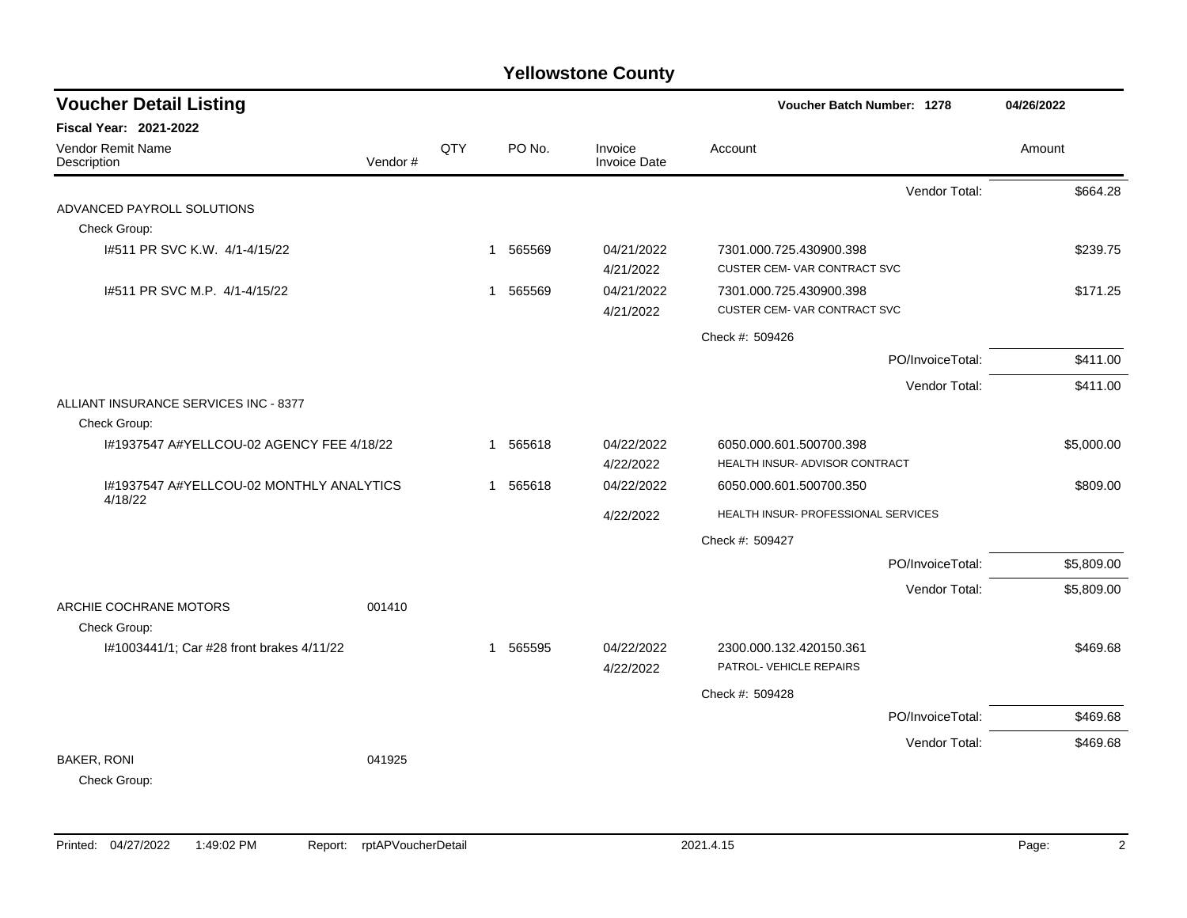# Yellowstone County

## Voucher Detail Listing

**Voucher Batch Number: 1278** — 04/26/2022

**Fiscal Year: 2021-2022**

| Vendor Remit Name / Description | Vendor # | QTY | PO No. | Invoice / Invoice Date | Account | Amount |
|---|---|---|---|---|---|---|
| | | | | | Vendor Total: | $664.28 |
| ADVANCED PAYROLL SOLUTIONS | | | | | | |
| Check Group: | | | | | | |
| I#511 PR SVC K.W. 4/1-4/15/22 | | 1 | 565569 | 04/21/2022<br>4/21/2022 | 7301.000.725.430900.398<br>CUSTER CEM- VAR CONTRACT SVC | $239.75 |
| I#511 PR SVC M.P. 4/1-4/15/22 | | 1 | 565569 | 04/21/2022<br>4/21/2022 | 7301.000.725.430900.398<br>CUSTER CEM- VAR CONTRACT SVC | $171.25 |
| | | | | | Check #: 509426 | |
| | | | | | PO/InvoiceTotal: | $411.00 |
| | | | | | Vendor Total: | $411.00 |
| ALLIANT INSURANCE SERVICES INC - 8377 | | | | | | |
| Check Group: | | | | | | |
| I#1937547 A#YELLCOU-02 AGENCY FEE 4/18/22 | | 1 | 565618 | 04/22/2022<br>4/22/2022 | 6050.000.601.500700.398<br>HEALTH INSUR- ADVISOR CONTRACT | $5,000.00 |
| I#1937547 A#YELLCOU-02 MONTHLY ANALYTICS 4/18/22 | | 1 | 565618 | 04/22/2022<br>4/22/2022 | 6050.000.601.500700.350<br>HEALTH INSUR- PROFESSIONAL SERVICES | $809.00 |
| | | | | | Check #: 509427 | |
| | | | | | PO/InvoiceTotal: | $5,809.00 |
| | | | | | Vendor Total: | $5,809.00 |
| ARCHIE COCHRANE MOTORS | 001410 | | | | | |
| Check Group: | | | | | | |
| I#1003441/1; Car #28 front brakes 4/11/22 | | 1 | 565595 | 04/22/2022<br>4/22/2022 | 2300.000.132.420150.361<br>PATROL- VEHICLE REPAIRS | $469.68 |
| | | | | | Check #: 509428 | |
| | | | | | PO/InvoiceTotal: | $469.68 |
| | | | | | Vendor Total: | $469.68 |
| BAKER, RONI | 041925 | | | | | |
| Check Group: | | | | | | |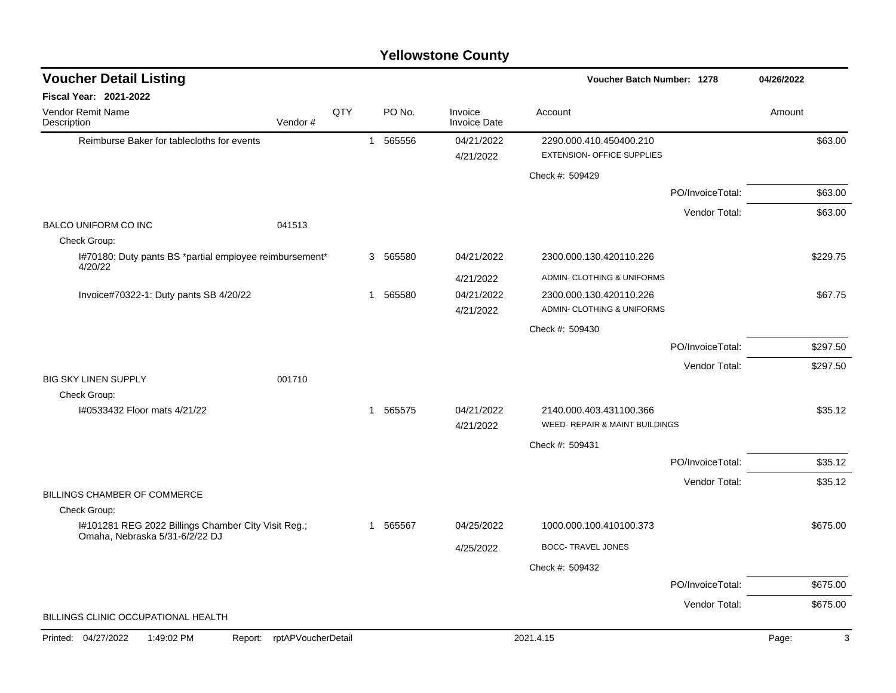## Yellowstone County

### Voucher Detail Listing

**Voucher Batch Number: 1278** 04/26/2022

**Fiscal Year: 2021-2022**

| Vendor Remit Name / Description | Vendor # | QTY | PO No. | Invoice / Invoice Date | Account | Amount |
|---|---|---|---|---|---|---|
| Reimburse Baker for tablecloths for events | | 1 | 565556 | 04/21/2022 | 2290.000.410.450400.210 | $63.00 |
| | | | | 4/21/2022 | EXTENSION- OFFICE SUPPLIES | |
| | | | | | Check #: 509429 | |
| | | | | | PO/InvoiceTotal: | $63.00 |
| | | | | | Vendor Total: | $63.00 |
| BALCO UNIFORM CO INC | 041513 | | | | | |
| Check Group: | | | | | | |
| I#70180: Duty pants BS *partial employee reimbursement* 4/20/22 | | 3 | 565580 | 04/21/2022 | 2300.000.130.420110.226 | $229.75 |
| | | | | 4/21/2022 | ADMIN- CLOTHING & UNIFORMS | |
| Invoice#70322-1: Duty pants SB 4/20/22 | | 1 | 565580 | 04/21/2022 | 2300.000.130.420110.226 | $67.75 |
| | | | | 4/21/2022 | ADMIN- CLOTHING & UNIFORMS | |
| | | | | | Check #: 509430 | |
| | | | | | PO/InvoiceTotal: | $297.50 |
| | | | | | Vendor Total: | $297.50 |
| BIG SKY LINEN SUPPLY | 001710 | | | | | |
| Check Group: | | | | | | |
| I#0533432 Floor mats 4/21/22 | | 1 | 565575 | 04/21/2022 | 2140.000.403.431100.366 | $35.12 |
| | | | | 4/21/2022 | WEED- REPAIR & MAINT BUILDINGS | |
| | | | | | Check #: 509431 | |
| | | | | | PO/InvoiceTotal: | $35.12 |
| | | | | | Vendor Total: | $35.12 |
| BILLINGS CHAMBER OF COMMERCE | | | | | | |
| Check Group: | | | | | | |
| I#101281 REG 2022 Billings Chamber City Visit Reg.; Omaha, Nebraska 5/31-6/2/22 DJ | | 1 | 565567 | 04/25/2022 | 1000.000.100.410100.373 | $675.00 |
| | | | | 4/25/2022 | BOCC- TRAVEL JONES | |
| | | | | | Check #: 509432 | |
| | | | | | PO/InvoiceTotal: | $675.00 |
| | | | | | Vendor Total: | $675.00 |
| BILLINGS CLINIC OCCUPATIONAL HEALTH | | | | | | |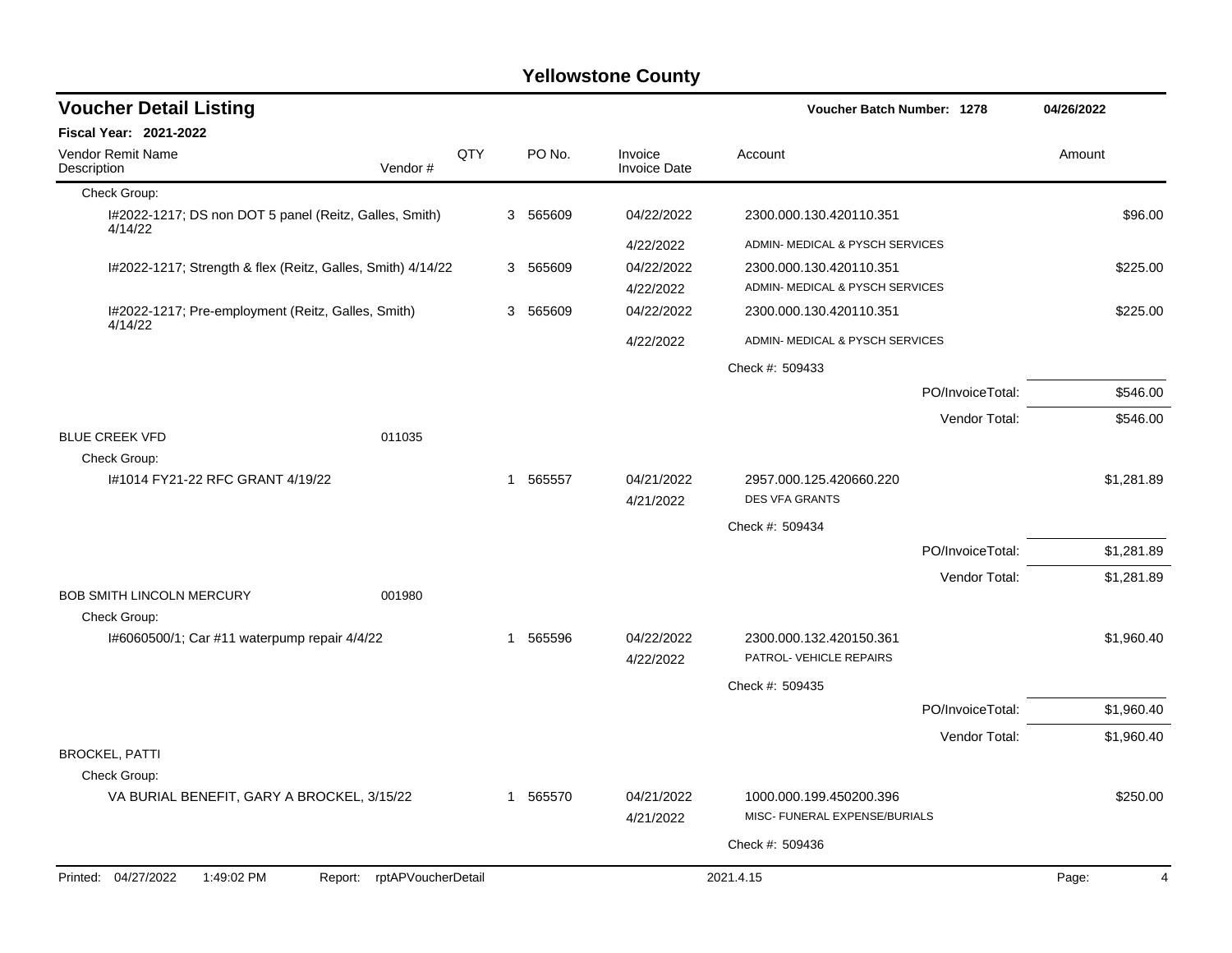# Yellowstone County

## Voucher Detail Listing

**Voucher Batch Number: 1278** 04/26/2022

**Fiscal Year: 2021-2022**

| Vendor Remit Name / Description | Vendor # | QTY | PO No. | Invoice / Invoice Date | Account | Amount |
|---|---|---|---|---|---|---|
| Check Group: | | | | | | |
| I#2022-1217; DS non DOT 5 panel (Reitz, Galles, Smith) 4/14/22 | | 3 | 565609 | 04/22/2022 / 4/22/2022 | 2300.000.130.420110.351 ADMIN- MEDICAL & PYSCH SERVICES | $96.00 |
| I#2022-1217; Strength & flex (Reitz, Galles, Smith) 4/14/22 | | 3 | 565609 | 04/22/2022 / 4/22/2022 | 2300.000.130.420110.351 ADMIN- MEDICAL & PYSCH SERVICES | $225.00 |
| I#2022-1217; Pre-employment (Reitz, Galles, Smith) 4/14/22 | | 3 | 565609 | 04/22/2022 / 4/22/2022 | 2300.000.130.420110.351 ADMIN- MEDICAL & PYSCH SERVICES | $225.00 |
| | | | | | Check #: 509433 | |
| | | | | | PO/InvoiceTotal: | $546.00 |
| | | | | | Vendor Total: | $546.00 |
| BLUE CREEK VFD | 011035 | | | | | |
| Check Group: | | | | | | |
| I#1014 FY21-22 RFC GRANT 4/19/22 | | 1 | 565557 | 04/21/2022 / 4/21/2022 | 2957.000.125.420660.220 DES VFA GRANTS | $1,281.89 |
| | | | | | Check #: 509434 | |
| | | | | | PO/InvoiceTotal: | $1,281.89 |
| | | | | | Vendor Total: | $1,281.89 |
| BOB SMITH LINCOLN MERCURY | 001980 | | | | | |
| Check Group: | | | | | | |
| I#6060500/1; Car #11 waterpump repair 4/4/22 | | 1 | 565596 | 04/22/2022 / 4/22/2022 | 2300.000.132.420150.361 PATROL- VEHICLE REPAIRS | $1,960.40 |
| | | | | | Check #: 509435 | |
| | | | | | PO/InvoiceTotal: | $1,960.40 |
| | | | | | Vendor Total: | $1,960.40 |
| BROCKEL, PATTI | | | | | | |
| Check Group: | | | | | | |
| VA BURIAL BENEFIT, GARY A BROCKEL, 3/15/22 | | 1 | 565570 | 04/21/2022 / 4/21/2022 | 1000.000.199.450200.396 MISC- FUNERAL EXPENSE/BURIALS | $250.00 |
| | | | | | Check #: 509436 | |

Printed: 04/27/2022 1:49:02 PM Report: rptAPVoucherDetail 2021.4.15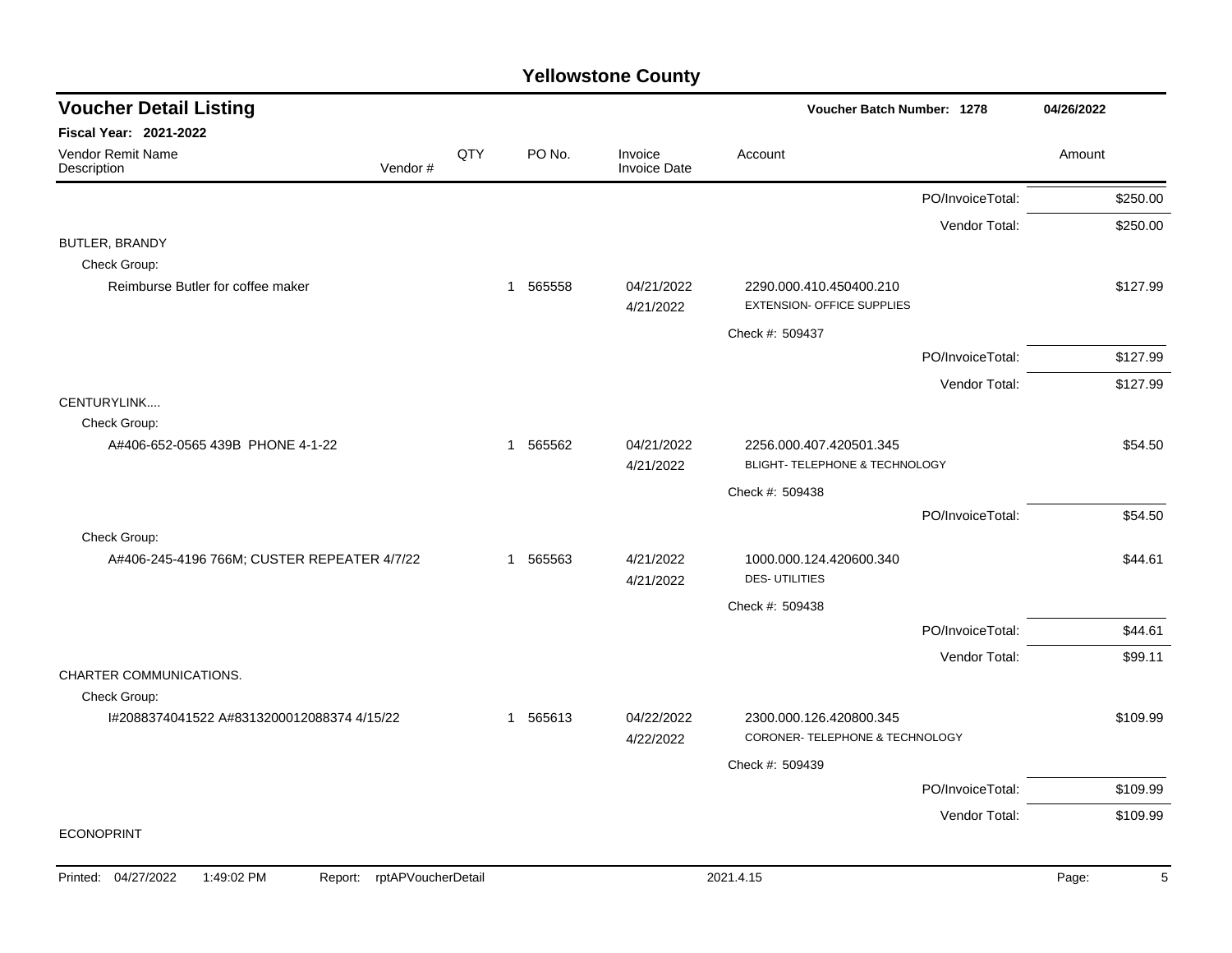# Yellowstone County

## Voucher Detail Listing

**Voucher Batch Number: 1278** — 04/26/2022

**Fiscal Year: 2021-2022**

| Vendor Remit Name / Description | Vendor # | QTY | PO No. | Invoice / Invoice Date | Account | Amount |
|---|---|---|---|---|---|---|
| | | | | | PO/InvoiceTotal: | $250.00 |
| | | | | | Vendor Total: | $250.00 |
| BUTLER, BRANDY | | | | | | |
| Check Group: | | | | | | |
| Reimburse Butler for coffee maker | | 1 | 565558 | 04/21/2022 4/21/2022 | 2290.000.410.450400.210 EXTENSION- OFFICE SUPPLIES | $127.99 |
| | | | | | Check #: 509437 | |
| | | | | | PO/InvoiceTotal: | $127.99 |
| | | | | | Vendor Total: | $127.99 |
| CENTURYLINK.... | | | | | | |
| Check Group: | | | | | | |
| A#406-652-0565 439B PHONE 4-1-22 | | 1 | 565562 | 04/21/2022 4/21/2022 | 2256.000.407.420501.345 BLIGHT- TELEPHONE & TECHNOLOGY | $54.50 |
| | | | | | Check #: 509438 | |
| | | | | | PO/InvoiceTotal: | $54.50 |
| Check Group: | | | | | | |
| A#406-245-4196 766M; CUSTER REPEATER 4/7/22 | | 1 | 565563 | 4/21/2022 4/21/2022 | 1000.000.124.420600.340 DES- UTILITIES | $44.61 |
| | | | | | Check #: 509438 | |
| | | | | | PO/InvoiceTotal: | $44.61 |
| | | | | | Vendor Total: | $99.11 |
| CHARTER COMMUNICATIONS. | | | | | | |
| Check Group: | | | | | | |
| I#2088374041522 A#8313200012088374 4/15/22 | | 1 | 565613 | 04/22/2022 4/22/2022 | 2300.000.126.420800.345 CORONER- TELEPHONE & TECHNOLOGY | $109.99 |
| | | | | | Check #: 509439 | |
| | | | | | PO/InvoiceTotal: | $109.99 |
| | | | | | Vendor Total: | $109.99 |
| ECONOPRINT | | | | | | |

Printed: 04/27/2022 1:49:02 PM Report: rptAPVoucherDetail 2021.4.15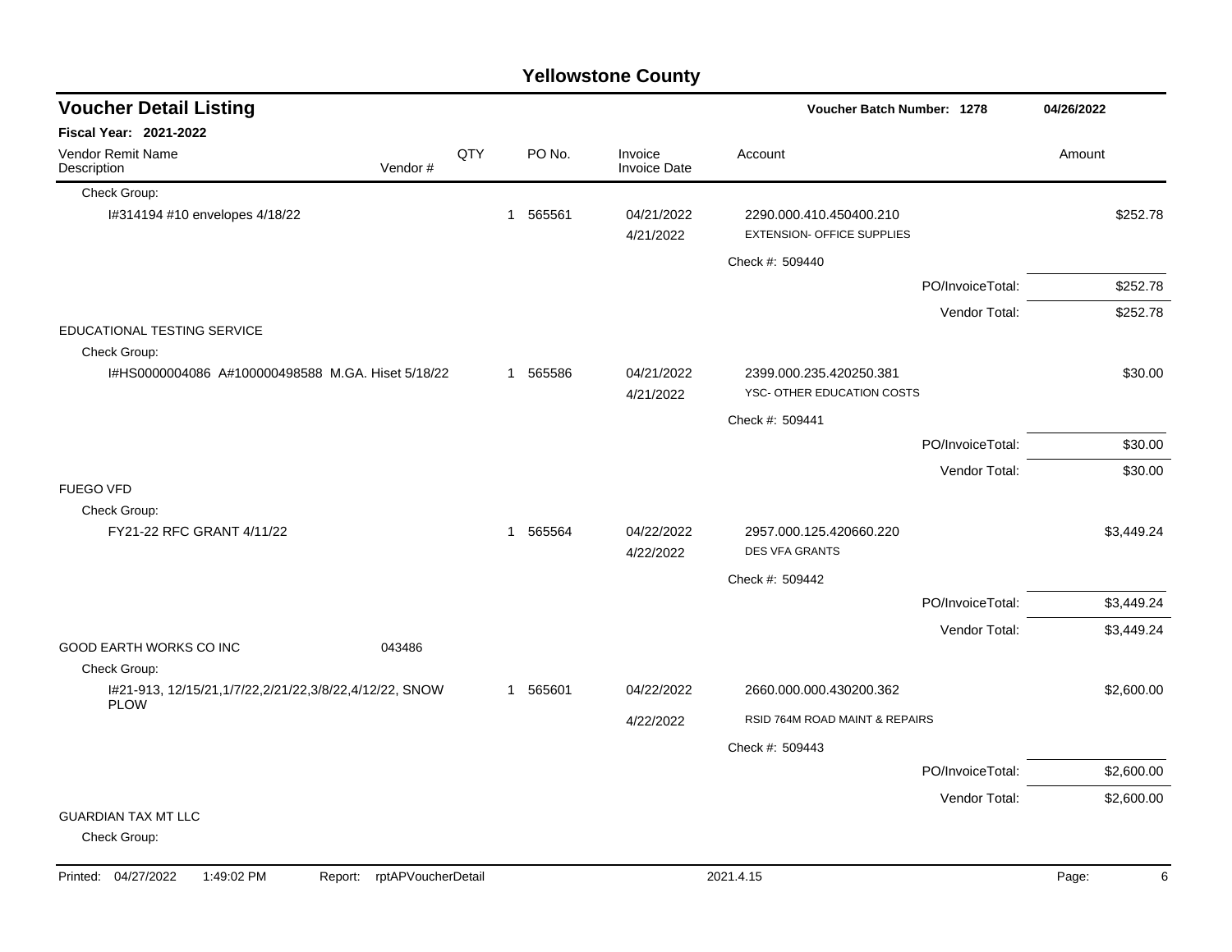# Yellowstone County

## Voucher Detail Listing

**Voucher Batch Number: 1278** | **04/26/2022**

**Fiscal Year: 2021-2022**

| Vendor Remit Name / Description | Vendor # | QTY | PO No. | Invoice / Invoice Date | Account | Amount |
|---|---|---|---|---|---|---|
| Check Group: | | | | | | |
| I#314194 #10 envelopes 4/18/22 | | 1 | 565561 | 04/21/2022 / 4/21/2022 | 2290.000.410.450400.210 EXTENSION- OFFICE SUPPLIES | $252.78 |
| | | | | | Check #: 509440 | |
| | | | | | PO/InvoiceTotal: | $252.78 |
| | | | | | Vendor Total: | $252.78 |
| EDUCATIONAL TESTING SERVICE | | | | | | |
| Check Group: | | | | | | |
| I#HS0000004086 A#100000498588 M.GA. Hiset 5/18/22 | | 1 | 565586 | 04/21/2022 / 4/21/2022 | 2399.000.235.420250.381 YSC- OTHER EDUCATION COSTS | $30.00 |
| | | | | | Check #: 509441 | |
| | | | | | PO/InvoiceTotal: | $30.00 |
| | | | | | Vendor Total: | $30.00 |
| FUEGO VFD | | | | | | |
| Check Group: | | | | | | |
| FY21-22 RFC GRANT 4/11/22 | | 1 | 565564 | 04/22/2022 / 4/22/2022 | 2957.000.125.420660.220 DES VFA GRANTS | $3,449.24 |
| | | | | | Check #: 509442 | |
| | | | | | PO/InvoiceTotal: | $3,449.24 |
| | | | | | Vendor Total: | $3,449.24 |
| GOOD EARTH WORKS CO INC | 043486 | | | | | |
| Check Group: | | | | | | |
| I#21-913, 12/15/21,1/7/22,2/21/22,3/8/22,4/12/22, SNOW PLOW | | 1 | 565601 | 04/22/2022 / 4/22/2022 | 2660.000.000.430200.362 RSID 764M ROAD MAINT & REPAIRS | $2,600.00 |
| | | | | | Check #: 509443 | |
| | | | | | PO/InvoiceTotal: | $2,600.00 |
| | | | | | Vendor Total: | $2,600.00 |
| GUARDIAN TAX MT LLC | | | | | | |
| Check Group: | | | | | | |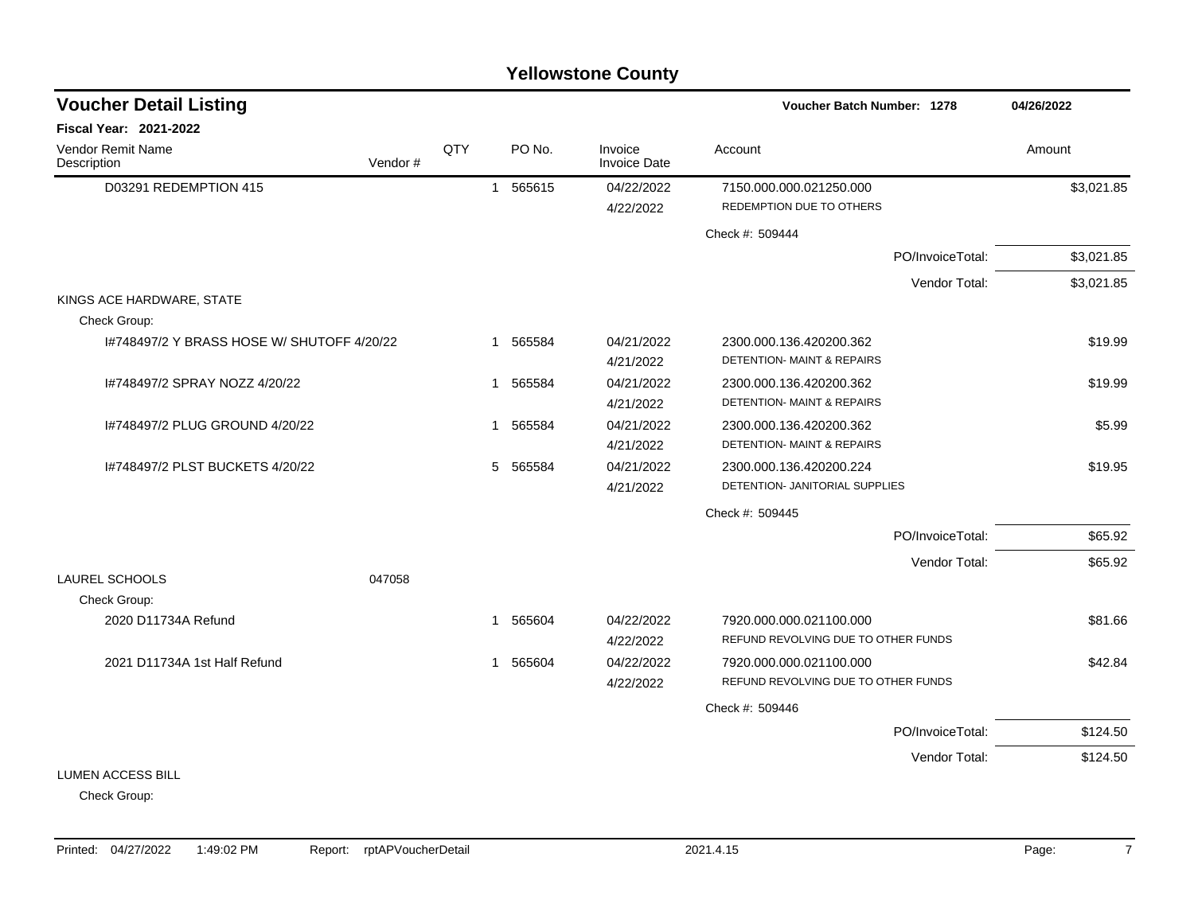# Yellowstone County

## Voucher Detail Listing

**Voucher Batch Number: 1278** — 04/26/2022

**Fiscal Year: 2021-2022**

| Vendor Remit Name / Description | Vendor # | QTY | PO No. | Invoice / Invoice Date | Account | Amount |
|---|---|---|---|---|---|---|
| D03291 REDEMPTION 415 | | 1 | 565615 | 04/22/2022 4/22/2022 | 7150.000.000.021250.000 REDEMPTION DUE TO OTHERS | $3,021.85 |
| | | | | | Check #: 509444 | |
| | | | | | PO/InvoiceTotal: | $3,021.85 |
| | | | | | Vendor Total: | $3,021.85 |
| KINGS ACE HARDWARE, STATE | | | | | | |
| Check Group: | | | | | | |
| I#748497/2 Y BRASS HOSE W/ SHUTOFF 4/20/22 | | 1 | 565584 | 04/21/2022 4/21/2022 | 2300.000.136.420200.362 DETENTION- MAINT & REPAIRS | $19.99 |
| I#748497/2 SPRAY NOZZ 4/20/22 | | 1 | 565584 | 04/21/2022 4/21/2022 | 2300.000.136.420200.362 DETENTION- MAINT & REPAIRS | $19.99 |
| I#748497/2 PLUG GROUND 4/20/22 | | 1 | 565584 | 04/21/2022 4/21/2022 | 2300.000.136.420200.362 DETENTION- MAINT & REPAIRS | $5.99 |
| I#748497/2 PLST BUCKETS 4/20/22 | | 5 | 565584 | 04/21/2022 4/21/2022 | 2300.000.136.420200.224 DETENTION- JANITORIAL SUPPLIES | $19.95 |
| | | | | | Check #: 509445 | |
| | | | | | PO/InvoiceTotal: | $65.92 |
| | | | | | Vendor Total: | $65.92 |
| LAUREL SCHOOLS | 047058 | | | | | |
| Check Group: | | | | | | |
| 2020 D11734A Refund | | 1 | 565604 | 04/22/2022 4/22/2022 | 7920.000.000.021100.000 REFUND REVOLVING DUE TO OTHER FUNDS | $81.66 |
| 2021 D11734A 1st Half Refund | | 1 | 565604 | 04/22/2022 4/22/2022 | 7920.000.000.021100.000 REFUND REVOLVING DUE TO OTHER FUNDS | $42.84 |
| | | | | | Check #: 509446 | |
| | | | | | PO/InvoiceTotal: | $124.50 |
| | | | | | Vendor Total: | $124.50 |
| LUMEN ACCESS BILL | | | | | | |
| Check Group: | | | | | | |

Printed: 04/27/2022 1:49:02 PM Report: rptAPVoucherDetail 2021.4.15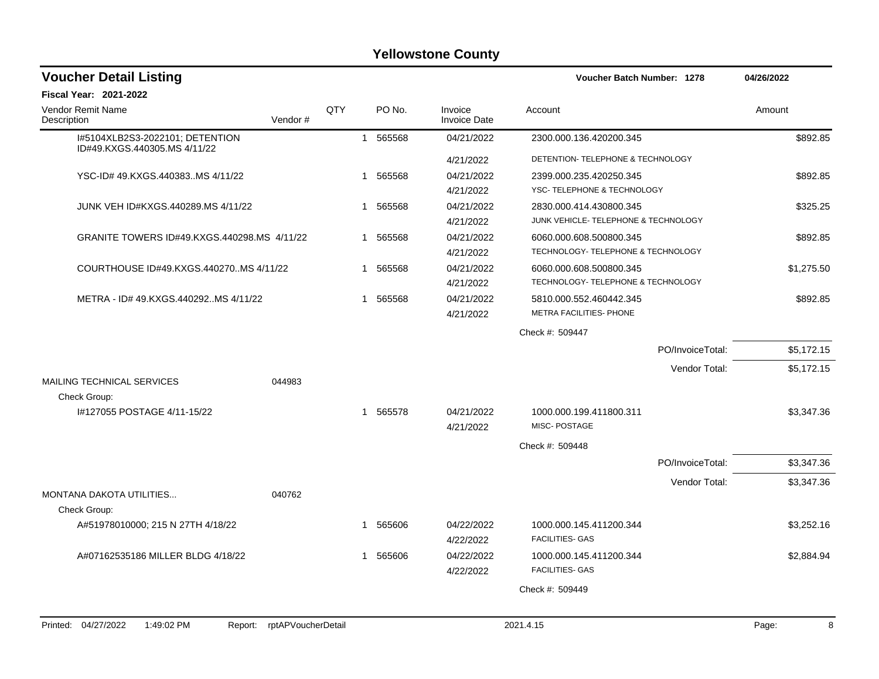# Yellowstone County

## Voucher Detail Listing

**Voucher Batch Number: 1278** — 04/26/2022

**Fiscal Year: 2021-2022**

| Vendor Remit Name / Description | Vendor # | QTY | PO No. | Invoice / Invoice Date | Account | Amount |
|---|---|---|---|---|---|---|
| I#5104XLB2S3-2022101; DETENTION ID#49.KXGS.440305.MS 4/11/22 | | 1 | 565568 | 04/21/2022<br>4/21/2022 | 2300.000.136.420200.345<br>DETENTION- TELEPHONE & TECHNOLOGY | $892.85 |
| YSC-ID# 49.KXGS.440383..MS 4/11/22 | | 1 | 565568 | 04/21/2022<br>4/21/2022 | 2399.000.235.420250.345<br>YSC- TELEPHONE & TECHNOLOGY | $892.85 |
| JUNK VEH ID#KXGS.440289.MS 4/11/22 | | 1 | 565568 | 04/21/2022<br>4/21/2022 | 2830.000.414.430800.345<br>JUNK VEHICLE- TELEPHONE & TECHNOLOGY | $325.25 |
| GRANITE TOWERS ID#49.KXGS.440298.MS 4/11/22 | | 1 | 565568 | 04/21/2022<br>4/21/2022 | 6060.000.608.500800.345<br>TECHNOLOGY- TELEPHONE & TECHNOLOGY | $892.85 |
| COURTHOUSE ID#49.KXGS.440270..MS 4/11/22 | | 1 | 565568 | 04/21/2022<br>4/21/2022 | 6060.000.608.500800.345<br>TECHNOLOGY- TELEPHONE & TECHNOLOGY | $1,275.50 |
| METRA - ID# 49.KXGS.440292..MS 4/11/22 | | 1 | 565568 | 04/21/2022<br>4/21/2022 | 5810.000.552.460442.345<br>METRA FACILITIES- PHONE | $892.85 |
| | | | | | Check #: 509447 | |
| | | | | | PO/InvoiceTotal: | $5,172.15 |
| | | | | | Vendor Total: | $5,172.15 |
| MAILING TECHNICAL SERVICES | 044983 | | | | | |
| Check Group: | | | | | | |
| I#127055 POSTAGE 4/11-15/22 | | 1 | 565578 | 04/21/2022<br>4/21/2022 | 1000.000.199.411800.311<br>MISC- POSTAGE | $3,347.36 |
| | | | | | Check #: 509448 | |
| | | | | | PO/InvoiceTotal: | $3,347.36 |
| | | | | | Vendor Total: | $3,347.36 |
| MONTANA DAKOTA UTILITIES... | 040762 | | | | | |
| Check Group: | | | | | | |
| A#51978010000; 215 N 27TH 4/18/22 | | 1 | 565606 | 04/22/2022<br>4/22/2022 | 1000.000.145.411200.344<br>FACILITIES- GAS | $3,252.16 |
| A#07162535186 MILLER BLDG 4/18/22 | | 1 | 565606 | 04/22/2022<br>4/22/2022 | 1000.000.145.411200.344<br>FACILITIES- GAS | $2,884.94 |
| | | | | | Check #: 509449 | |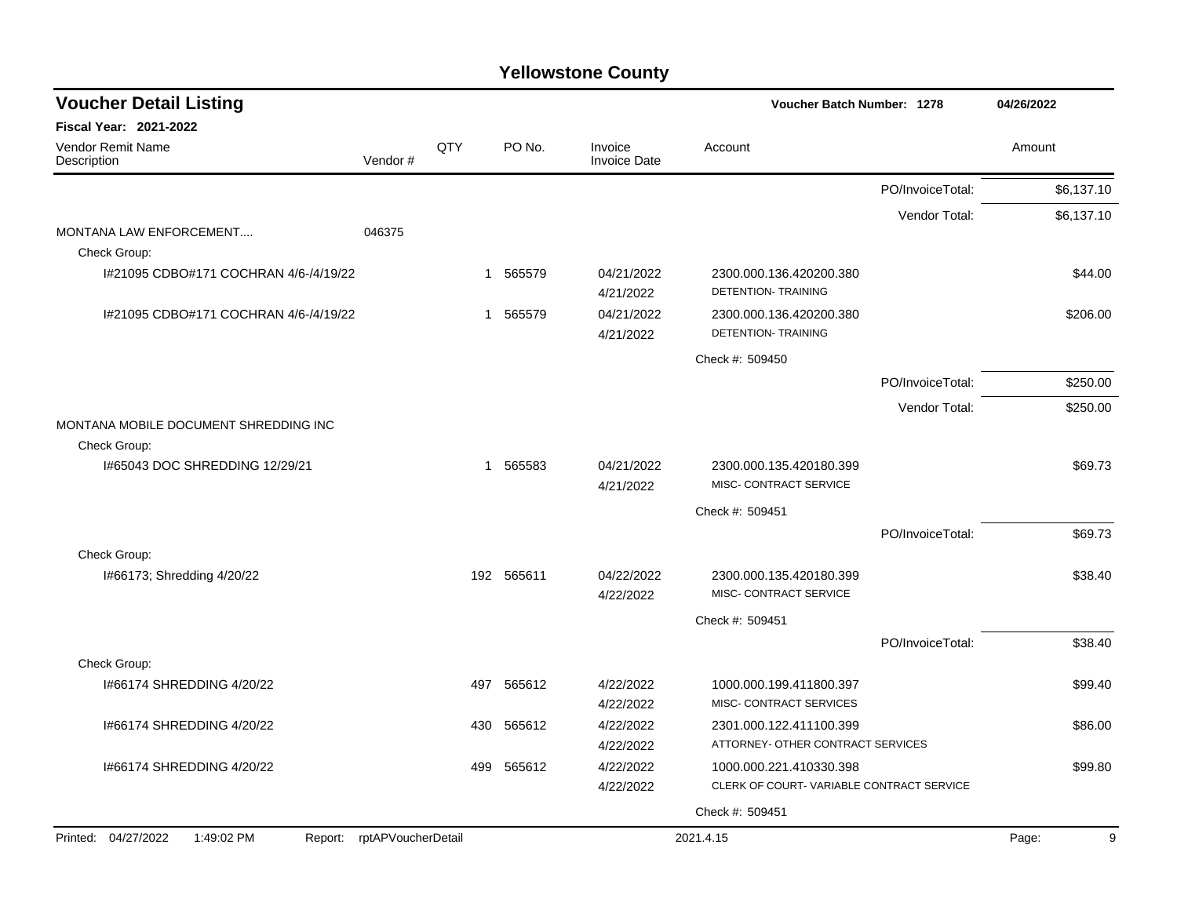# Yellowstone County

## Voucher Detail Listing

**Voucher Batch Number: 1278** — 04/26/2022

**Fiscal Year: 2021-2022**

| Vendor Remit Name / Description | Vendor # | QTY | PO No. | Invoice / Invoice Date | Account | Amount |
|---|---|---|---|---|---|---|
| | | | | | PO/InvoiceTotal: | $6,137.10 |
| | | | | | Vendor Total: | $6,137.10 |
| MONTANA LAW ENFORCEMENT.... | 046375 | | | | | |
| Check Group: | | | | | | |
| I#21095 CDBO#171 COCHRAN 4/6-/4/19/22 | | 1 | 565579 | 04/21/2022 4/21/2022 | 2300.000.136.420200.380 DETENTION- TRAINING | $44.00 |
| I#21095 CDBO#171 COCHRAN 4/6-/4/19/22 | | 1 | 565579 | 04/21/2022 4/21/2022 | 2300.000.136.420200.380 DETENTION- TRAINING | $206.00 |
| | | | | | Check #: 509450 | |
| | | | | | PO/InvoiceTotal: | $250.00 |
| | | | | | Vendor Total: | $250.00 |
| MONTANA MOBILE DOCUMENT SHREDDING INC | | | | | | |
| Check Group: | | | | | | |
| I#65043 DOC SHREDDING 12/29/21 | | 1 | 565583 | 04/21/2022 4/21/2022 | 2300.000.135.420180.399 MISC- CONTRACT SERVICE | $69.73 |
| | | | | | Check #: 509451 | |
| | | | | | PO/InvoiceTotal: | $69.73 |
| Check Group: | | | | | | |
| I#66173; Shredding 4/20/22 | | 192 | 565611 | 04/22/2022 4/22/2022 | 2300.000.135.420180.399 MISC- CONTRACT SERVICE | $38.40 |
| | | | | | Check #: 509451 | |
| | | | | | PO/InvoiceTotal: | $38.40 |
| Check Group: | | | | | | |
| I#66174 SHREDDING 4/20/22 | | 497 | 565612 | 4/22/2022 4/22/2022 | 1000.000.199.411800.397 MISC- CONTRACT SERVICES | $99.40 |
| I#66174 SHREDDING 4/20/22 | | 430 | 565612 | 4/22/2022 4/22/2022 | 2301.000.122.411100.399 ATTORNEY- OTHER CONTRACT SERVICES | $86.00 |
| I#66174 SHREDDING 4/20/22 | | 499 | 565612 | 4/22/2022 4/22/2022 | 1000.000.221.410330.398 CLERK OF COURT- VARIABLE CONTRACT SERVICE | $99.80 |
| | | | | | Check #: 509451 | |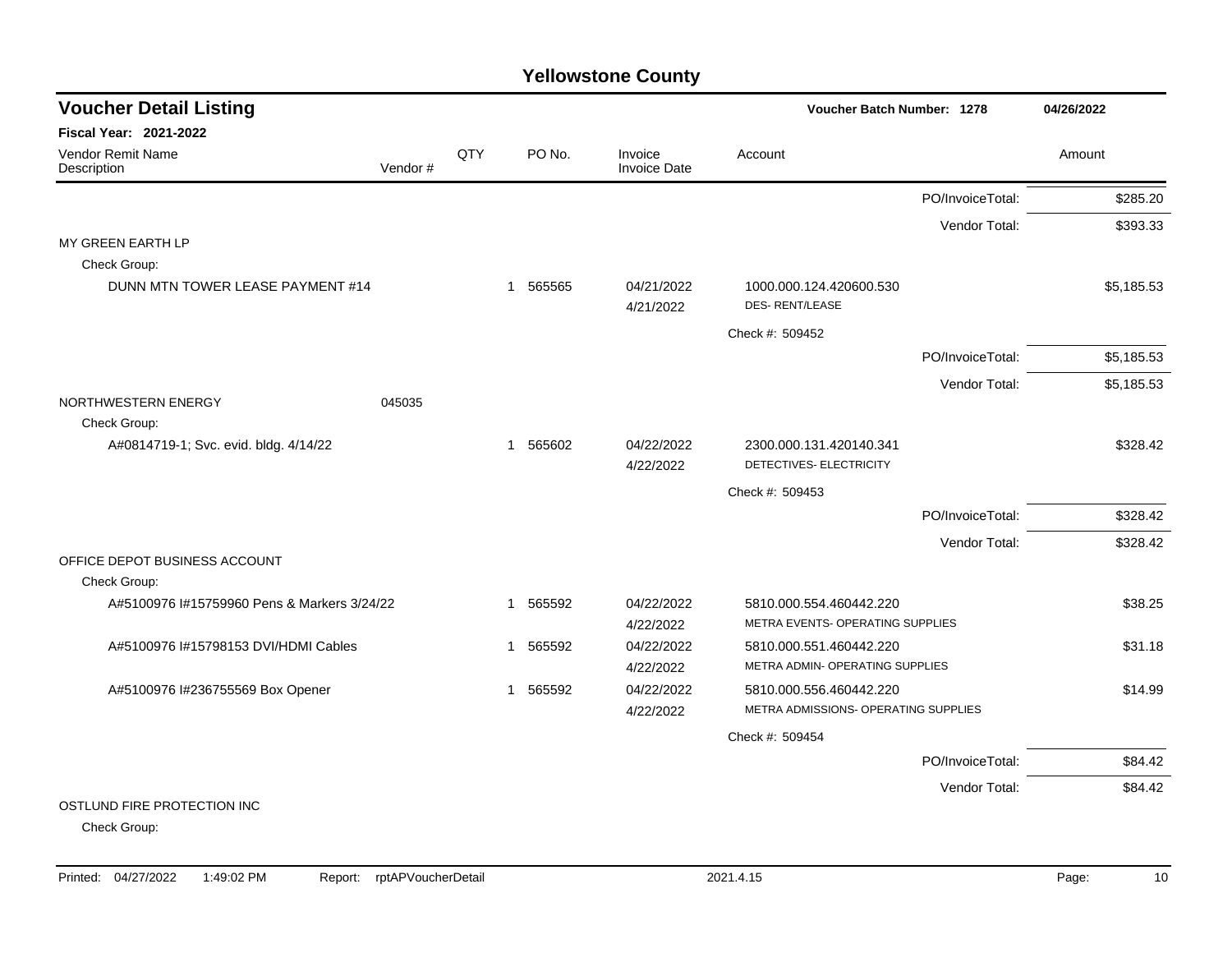# Yellowstone County

## Voucher Detail Listing

Voucher Batch Number: 1278 | 04/26/2022

**Fiscal Year: 2021-2022**

| Vendor Remit Name / Description | Vendor # | QTY | PO No. | Invoice / Invoice Date | Account | Amount |
|---|---|---|---|---|---|---|
| | | | | | PO/InvoiceTotal: | $285.20 |
| | | | | | Vendor Total: | $393.33 |
| MY GREEN EARTH LP | | | | | | |
| Check Group: | | | | | | |
| DUNN MTN TOWER LEASE PAYMENT #14 | | 1 | 565565 | 04/21/2022 4/21/2022 | 1000.000.124.420600.530 DES- RENT/LEASE | $5,185.53 |
| | | | | | Check #: 509452 | |
| | | | | | PO/InvoiceTotal: | $5,185.53 |
| | | | | | Vendor Total: | $5,185.53 |
| NORTHWESTERN ENERGY | 045035 | | | | | |
| Check Group: | | | | | | |
| A#0814719-1; Svc. evid. bldg. 4/14/22 | | 1 | 565602 | 04/22/2022 4/22/2022 | 2300.000.131.420140.341 DETECTIVES- ELECTRICITY | $328.42 |
| | | | | | Check #: 509453 | |
| | | | | | PO/InvoiceTotal: | $328.42 |
| | | | | | Vendor Total: | $328.42 |
| OFFICE DEPOT BUSINESS ACCOUNT | | | | | | |
| Check Group: | | | | | | |
| A#5100976 I#15759960 Pens & Markers 3/24/22 | | 1 | 565592 | 04/22/2022 4/22/2022 | 5810.000.554.460442.220 METRA EVENTS- OPERATING SUPPLIES | $38.25 |
| A#5100976 I#15798153 DVI/HDMI Cables | | 1 | 565592 | 04/22/2022 4/22/2022 | 5810.000.551.460442.220 METRA ADMIN- OPERATING SUPPLIES | $31.18 |
| A#5100976 I#236755569 Box Opener | | 1 | 565592 | 04/22/2022 4/22/2022 | 5810.000.556.460442.220 METRA ADMISSIONS- OPERATING SUPPLIES | $14.99 |
| | | | | | Check #: 509454 | |
| | | | | | PO/InvoiceTotal: | $84.42 |
| | | | | | Vendor Total: | $84.42 |
| OSTLUND FIRE PROTECTION INC | | | | | | |
| Check Group: | | | | | | |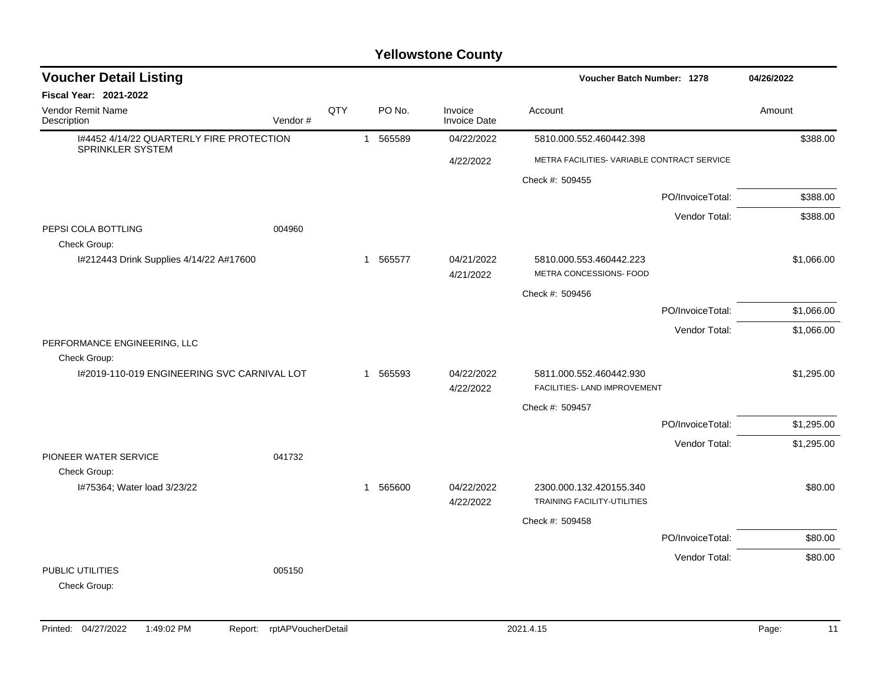# Yellowstone County

## Voucher Detail Listing

**Voucher Batch Number: 1278** 04/26/2022

**Fiscal Year: 2021-2022**

| Vendor Remit Name / Description | Vendor # | QTY | PO No. | Invoice / Invoice Date | Account | Amount |
|---|---|---|---|---|---|---|
| I#4452 4/14/22 QUARTERLY FIRE PROTECTION SPRINKLER SYSTEM | | 1 | 565589 | 04/22/2022 | 5810.000.552.460442.398 | $388.00 |
| | | | | 4/22/2022 | METRA FACILITIES- VARIABLE CONTRACT SERVICE | |
| | | | | | Check #: 509455 | |
| | | | | | PO/InvoiceTotal: | $388.00 |
| | | | | | Vendor Total: | $388.00 |
| PEPSI COLA BOTTLING | 004960 | | | | | |
| Check Group: | | | | | | |
| I#212443 Drink Supplies 4/14/22 A#17600 | | 1 | 565577 | 04/21/2022 | 5810.000.553.460442.223 | $1,066.00 |
| | | | | 4/21/2022 | METRA CONCESSIONS- FOOD | |
| | | | | | Check #: 509456 | |
| | | | | | PO/InvoiceTotal: | $1,066.00 |
| | | | | | Vendor Total: | $1,066.00 |
| PERFORMANCE ENGINEERING, LLC | | | | | | |
| Check Group: | | | | | | |
| I#2019-110-019 ENGINEERING SVC CARNIVAL LOT | | 1 | 565593 | 04/22/2022 | 5811.000.552.460442.930 | $1,295.00 |
| | | | | 4/22/2022 | FACILITIES- LAND IMPROVEMENT | |
| | | | | | Check #: 509457 | |
| | | | | | PO/InvoiceTotal: | $1,295.00 |
| | | | | | Vendor Total: | $1,295.00 |
| PIONEER WATER SERVICE | 041732 | | | | | |
| Check Group: | | | | | | |
| I#75364; Water load 3/23/22 | | 1 | 565600 | 04/22/2022 | 2300.000.132.420155.340 | $80.00 |
| | | | | 4/22/2022 | TRAINING FACILITY-UTILITIES | |
| | | | | | Check #: 509458 | |
| | | | | | PO/InvoiceTotal: | $80.00 |
| | | | | | Vendor Total: | $80.00 |
| PUBLIC UTILITIES | 005150 | | | | | |
| Check Group: | | | | | | |

Printed: 04/27/2022 1:49:02 PM Report: rptAPVoucherDetail 2021.4.15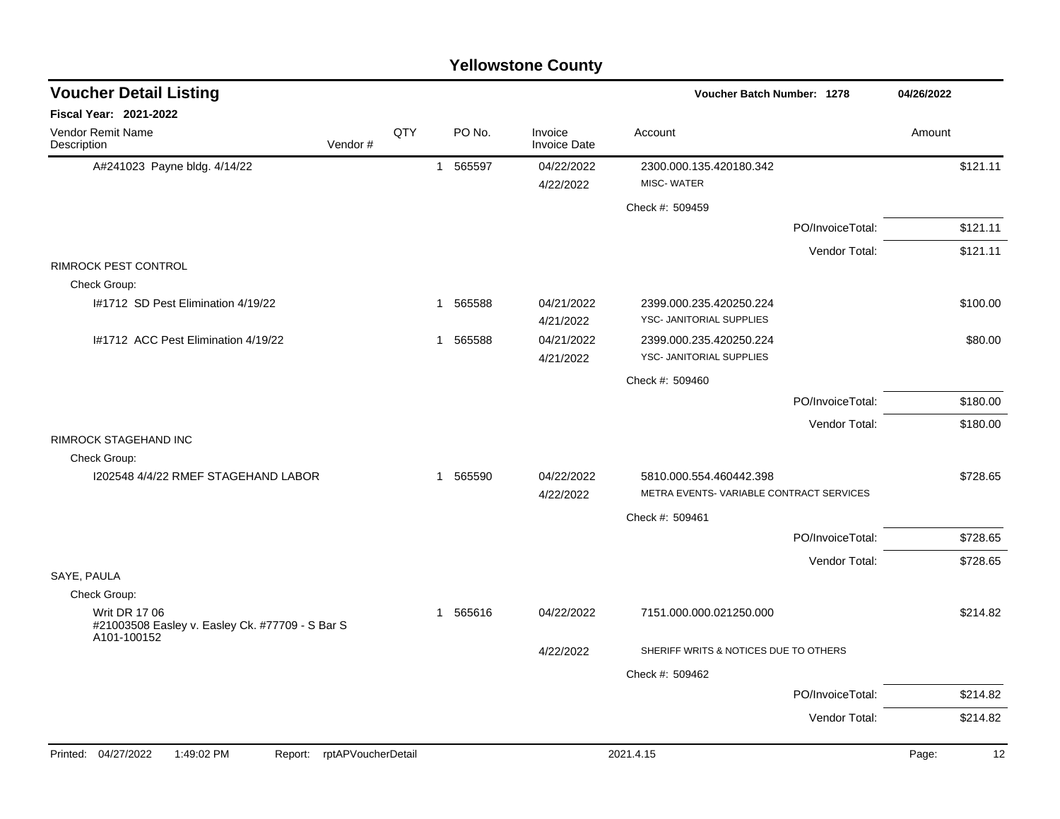# Yellowstone County

## Voucher Detail Listing

**Voucher Batch Number: 1278** | **04/26/2022**

**Fiscal Year: 2021-2022**

| Vendor Remit Name / Description | Vendor # | QTY | PO No. | Invoice / Invoice Date | Account | Amount |
|---|---|---|---|---|---|---|
| A#241023 Payne bldg. 4/14/22 | | 1 | 565597 | 04/22/2022<br>4/22/2022 | 2300.000.135.420180.342<br>MISC- WATER | $121.11 |
| | | | | | Check #: 509459 | |
| | | | | | PO/InvoiceTotal: | $121.11 |
| | | | | | Vendor Total: | $121.11 |
| RIMROCK PEST CONTROL | | | | | | |
| Check Group: | | | | | | |
| I#1712 SD Pest Elimination 4/19/22 | | 1 | 565588 | 04/21/2022<br>4/21/2022 | 2399.000.235.420250.224<br>YSC- JANITORIAL SUPPLIES | $100.00 |
| I#1712 ACC Pest Elimination 4/19/22 | | 1 | 565588 | 04/21/2022<br>4/21/2022 | 2399.000.235.420250.224<br>YSC- JANITORIAL SUPPLIES | $80.00 |
| | | | | | Check #: 509460 | |
| | | | | | PO/InvoiceTotal: | $180.00 |
| | | | | | Vendor Total: | $180.00 |
| RIMROCK STAGEHAND INC | | | | | | |
| Check Group: | | | | | | |
| I202548 4/4/22 RMEF STAGEHAND LABOR | | 1 | 565590 | 04/22/2022<br>4/22/2022 | 5810.000.554.460442.398<br>METRA EVENTS- VARIABLE CONTRACT SERVICES | $728.65 |
| | | | | | Check #: 509461 | |
| | | | | | PO/InvoiceTotal: | $728.65 |
| | | | | | Vendor Total: | $728.65 |
| SAYE, PAULA | | | | | | |
| Check Group: | | | | | | |
| Writ DR 17 06<br>#21003508 Easley v. Easley Ck. #77709 - S Bar S A101-100152 | | 1 | 565616 | 04/22/2022<br>4/22/2022 | 7151.000.000.021250.000<br>SHERIFF WRITS & NOTICES DUE TO OTHERS | $214.82 |
| | | | | | Check #: 509462 | |
| | | | | | PO/InvoiceTotal: | $214.82 |
| | | | | | Vendor Total: | $214.82 |

Printed: 04/27/2022 1:49:02 PM Report: rptAPVoucherDetail 2021.4.15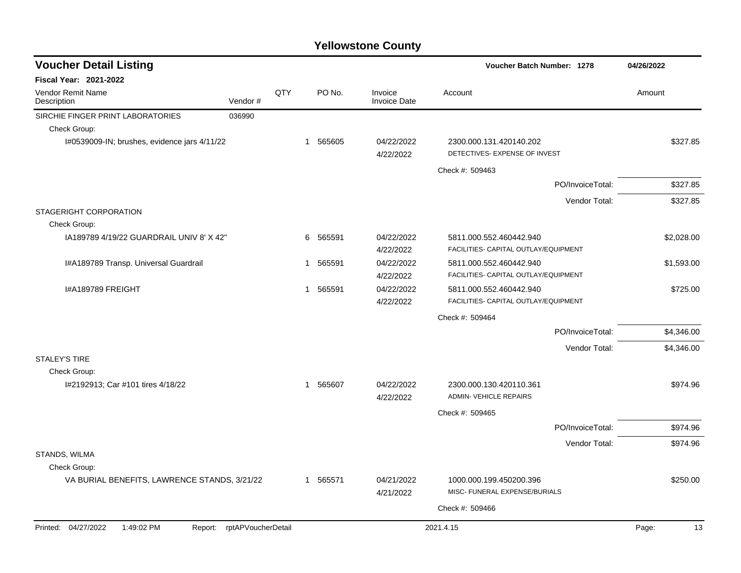# Yellowstone County

## Voucher Detail Listing

Voucher Batch Number: 1278 — 04/26/2022

**Fiscal Year: 2021-2022**

| Vendor Remit Name / Description | Vendor # | QTY | PO No. | Invoice / Invoice Date | Account | Amount |
|---|---|---|---|---|---|---|
| SIRCHIE FINGER PRINT LABORATORIES | 036990 | | | | | |
| Check Group: | | | | | | |
| I#0539009-IN; brushes, evidence jars 4/11/22 | | 1 | 565605 | 04/22/2022 4/22/2022 | 2300.000.131.420140.202 DETECTIVES- EXPENSE OF INVEST | $327.85 |
| | | | | | Check #: 509463 | |
| | | | | | PO/InvoiceTotal: | $327.85 |
| | | | | | Vendor Total: | $327.85 |
| STAGERIGHT CORPORATION | | | | | | |
| Check Group: | | | | | | |
| IA189789 4/19/22 GUARDRAIL UNIV 8' X 42" | | 6 | 565591 | 04/22/2022 4/22/2022 | 5811.000.552.460442.940 FACILITIES- CAPITAL OUTLAY/EQUIPMENT | $2,028.00 |
| I#A189789 Transp. Universal Guardrail | | 1 | 565591 | 04/22/2022 4/22/2022 | 5811.000.552.460442.940 FACILITIES- CAPITAL OUTLAY/EQUIPMENT | $1,593.00 |
| I#A189789 FREIGHT | | 1 | 565591 | 04/22/2022 4/22/2022 | 5811.000.552.460442.940 FACILITIES- CAPITAL OUTLAY/EQUIPMENT | $725.00 |
| | | | | | Check #: 509464 | |
| | | | | | PO/InvoiceTotal: | $4,346.00 |
| | | | | | Vendor Total: | $4,346.00 |
| STALEY'S TIRE | | | | | | |
| Check Group: | | | | | | |
| I#2192913; Car #101 tires 4/18/22 | | 1 | 565607 | 04/22/2022 4/22/2022 | 2300.000.130.420110.361 ADMIN- VEHICLE REPAIRS | $974.96 |
| | | | | | Check #: 509465 | |
| | | | | | PO/InvoiceTotal: | $974.96 |
| | | | | | Vendor Total: | $974.96 |
| STANDS, WILMA | | | | | | |
| Check Group: | | | | | | |
| VA BURIAL BENEFITS, LAWRENCE STANDS, 3/21/22 | | 1 | 565571 | 04/21/2022 4/21/2022 | 1000.000.199.450200.396 MISC- FUNERAL EXPENSE/BURIALS | $250.00 |
| | | | | | Check #: 509466 | |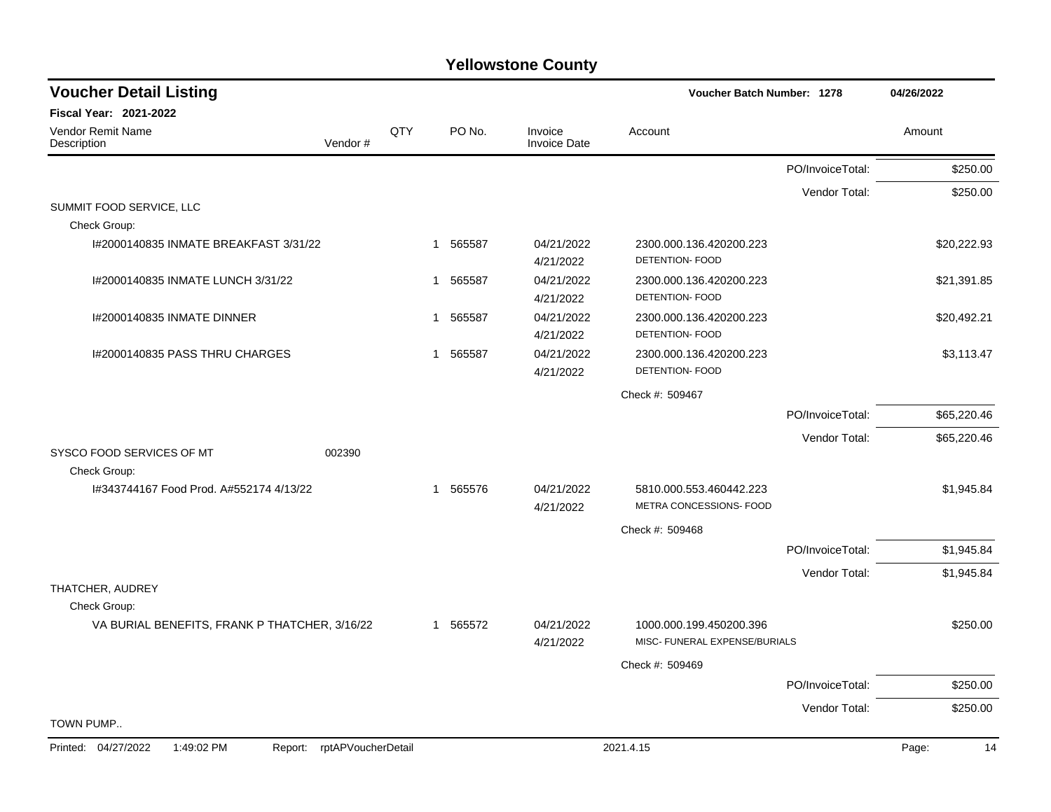# Yellowstone County

## Voucher Detail Listing

**Voucher Batch Number: 1278** | **04/26/2022**

**Fiscal Year: 2021-2022**

| Vendor Remit Name / Description | Vendor # | QTY | PO No. | Invoice / Invoice Date | Account | | Amount |
|---|---|---|---|---|---|---|---|
| | | | | | | PO/InvoiceTotal: | $250.00 |
| | | | | | | Vendor Total: | $250.00 |
| SUMMIT FOOD SERVICE, LLC | | | | | | | |
| Check Group: | | | | | | | |
| I#2000140835 INMATE BREAKFAST 3/31/22 | | 1 | 565587 | 04/21/2022 4/21/2022 | 2300.000.136.420200.223 DETENTION- FOOD | | $20,222.93 |
| I#2000140835 INMATE LUNCH 3/31/22 | | 1 | 565587 | 04/21/2022 4/21/2022 | 2300.000.136.420200.223 DETENTION- FOOD | | $21,391.85 |
| I#2000140835 INMATE DINNER | | 1 | 565587 | 04/21/2022 4/21/2022 | 2300.000.136.420200.223 DETENTION- FOOD | | $20,492.21 |
| I#2000140835 PASS THRU CHARGES | | 1 | 565587 | 04/21/2022 4/21/2022 | 2300.000.136.420200.223 DETENTION- FOOD | | $3,113.47 |
| | | | | | Check #: 509467 | | |
| | | | | | | PO/InvoiceTotal: | $65,220.46 |
| | | | | | | Vendor Total: | $65,220.46 |
| SYSCO FOOD SERVICES OF MT | 002390 | | | | | | |
| Check Group: | | | | | | | |
| I#343744167 Food Prod. A#552174 4/13/22 | | 1 | 565576 | 04/21/2022 4/21/2022 | 5810.000.553.460442.223 METRA CONCESSIONS- FOOD | | $1,945.84 |
| | | | | | Check #: 509468 | | |
| | | | | | | PO/InvoiceTotal: | $1,945.84 |
| | | | | | | Vendor Total: | $1,945.84 |
| THATCHER, AUDREY | | | | | | | |
| Check Group: | | | | | | | |
| VA BURIAL BENEFITS, FRANK P THATCHER, 3/16/22 | | 1 | 565572 | 04/21/2022 4/21/2022 | 1000.000.199.450200.396 MISC- FUNERAL EXPENSE/BURIALS | | $250.00 |
| | | | | | Check #: 509469 | | |
| | | | | | | PO/InvoiceTotal: | $250.00 |
| | | | | | | Vendor Total: | $250.00 |
| TOWN PUMP.. | | | | | | | |

Printed: 04/27/2022 1:49:02 PM Report: rptAPVoucherDetail 2021.4.15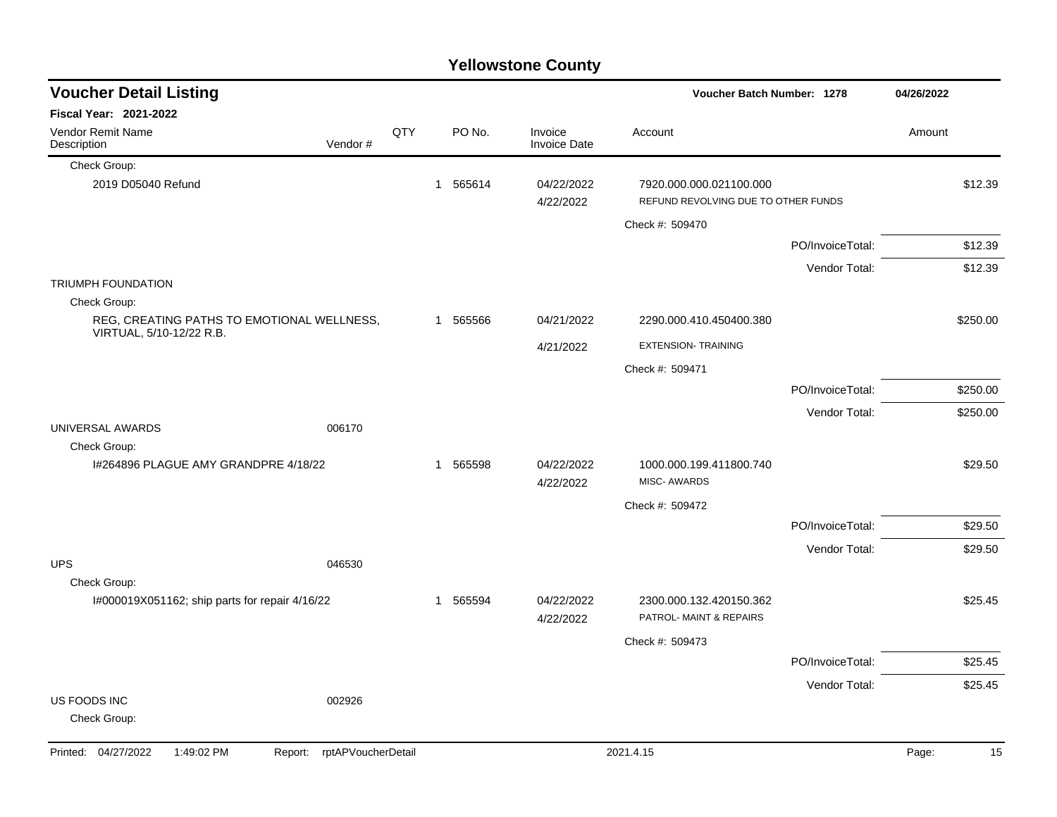# Yellowstone County

## Voucher Detail Listing

**Voucher Batch Number: 1278** — 04/26/2022

**Fiscal Year: 2021-2022**

| Vendor Remit Name / Description | Vendor # | QTY | PO No. | Invoice / Invoice Date | Account | Amount |
|---|---|---|---|---|---|---|
| Check Group: | | | | | | |
| 2019 D05040 Refund | | 1 | 565614 | 04/22/2022 4/22/2022 | 7920.000.000.021100.000 REFUND REVOLVING DUE TO OTHER FUNDS | $12.39 |
| | | | | | Check #: 509470 | |
| | | | | | PO/InvoiceTotal: | $12.39 |
| | | | | | Vendor Total: | $12.39 |
| TRIUMPH FOUNDATION | | | | | | |
| Check Group: | | | | | | |
| REG, CREATING PATHS TO EMOTIONAL WELLNESS, VIRTUAL, 5/10-12/22 R.B. | | 1 | 565566 | 04/21/2022 4/21/2022 | 2290.000.410.450400.380 EXTENSION- TRAINING | $250.00 |
| | | | | | Check #: 509471 | |
| | | | | | PO/InvoiceTotal: | $250.00 |
| | | | | | Vendor Total: | $250.00 |
| UNIVERSAL AWARDS | 006170 | | | | | |
| Check Group: | | | | | | |
| I#264896 PLAGUE AMY GRANDPRE 4/18/22 | | 1 | 565598 | 04/22/2022 4/22/2022 | 1000.000.199.411800.740 MISC- AWARDS | $29.50 |
| | | | | | Check #: 509472 | |
| | | | | | PO/InvoiceTotal: | $29.50 |
| | | | | | Vendor Total: | $29.50 |
| UPS | 046530 | | | | | |
| Check Group: | | | | | | |
| I#000019X051162; ship parts for repair 4/16/22 | | 1 | 565594 | 04/22/2022 4/22/2022 | 2300.000.132.420150.362 PATROL- MAINT & REPAIRS | $25.45 |
| | | | | | Check #: 509473 | |
| | | | | | PO/InvoiceTotal: | $25.45 |
| | | | | | Vendor Total: | $25.45 |
| US FOODS INC | 002926 | | | | | |
| Check Group: | | | | | | |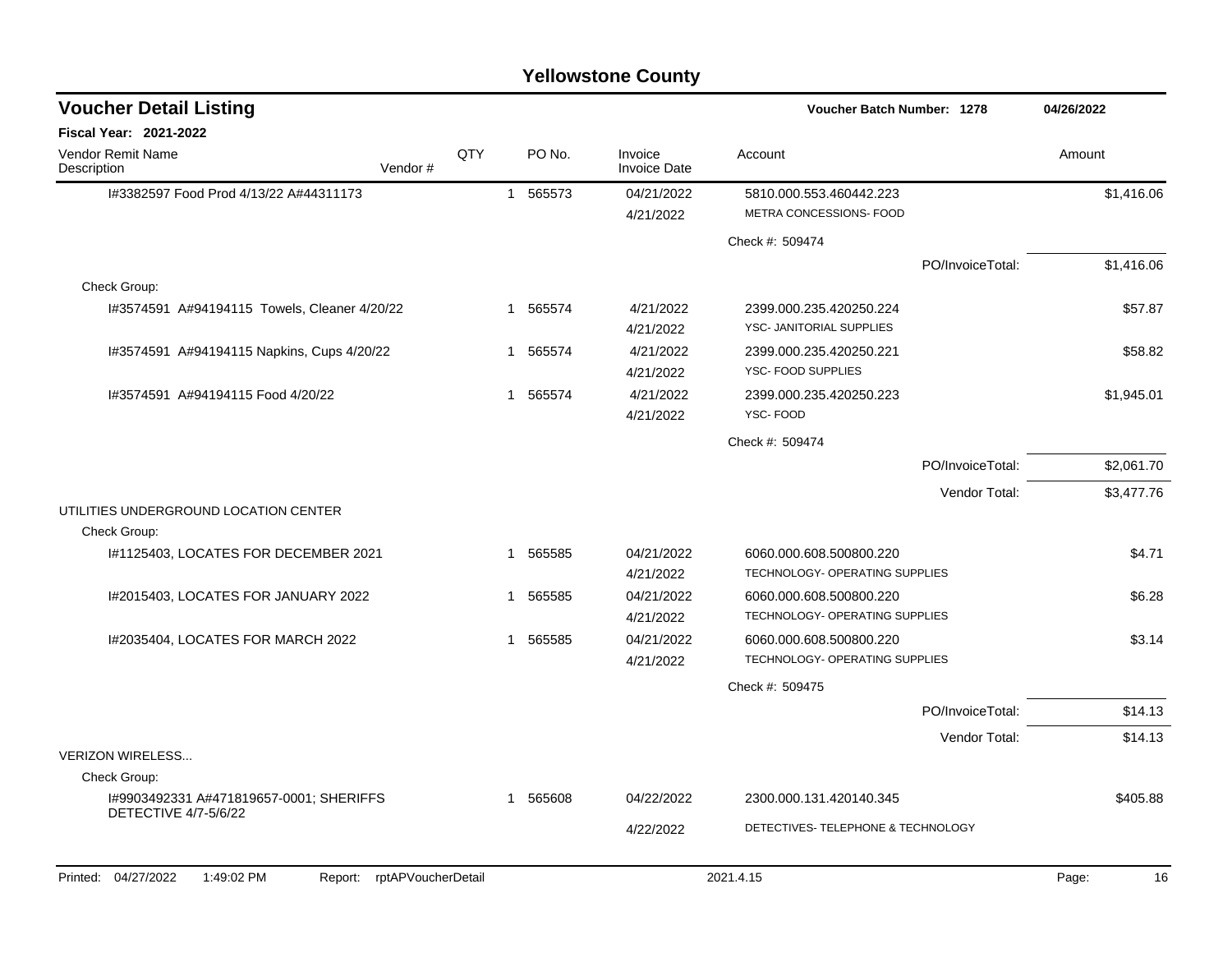# Yellowstone County

## Voucher Detail Listing

**Voucher Batch Number: 1278** 04/26/2022

**Fiscal Year: 2021-2022**

| Vendor Remit Name / Description | Vendor # | QTY | PO No. | Invoice / Invoice Date | Account | Amount |
|---|---|---|---|---|---|---|
| I#3382597 Food Prod 4/13/22 A#44311173 | | 1 | 565573 | 04/21/2022<br>4/21/2022 | 5810.000.553.460442.223<br>METRA CONCESSIONS- FOOD | $1,416.06 |
| | | | | | Check #: 509474 | |
| | | | | | PO/InvoiceTotal: | $1,416.06 |
| Check Group: | | | | | | |
| I#3574591 A#94194115 Towels, Cleaner 4/20/22 | | 1 | 565574 | 4/21/2022<br>4/21/2022 | 2399.000.235.420250.224<br>YSC- JANITORIAL SUPPLIES | $57.87 |
| I#3574591 A#94194115 Napkins, Cups 4/20/22 | | 1 | 565574 | 4/21/2022<br>4/21/2022 | 2399.000.235.420250.221<br>YSC- FOOD SUPPLIES | $58.82 |
| I#3574591 A#94194115 Food 4/20/22 | | 1 | 565574 | 4/21/2022<br>4/21/2022 | 2399.000.235.420250.223<br>YSC- FOOD | $1,945.01 |
| | | | | | Check #: 509474 | |
| | | | | | PO/InvoiceTotal: | $2,061.70 |
| | | | | | Vendor Total: | $3,477.76 |
| UTILITIES UNDERGROUND LOCATION CENTER | | | | | | |
| Check Group: | | | | | | |
| I#1125403, LOCATES FOR DECEMBER 2021 | | 1 | 565585 | 04/21/2022<br>4/21/2022 | 6060.000.608.500800.220<br>TECHNOLOGY- OPERATING SUPPLIES | $4.71 |
| I#2015403, LOCATES FOR JANUARY 2022 | | 1 | 565585 | 04/21/2022<br>4/21/2022 | 6060.000.608.500800.220<br>TECHNOLOGY- OPERATING SUPPLIES | $6.28 |
| I#2035404, LOCATES FOR MARCH 2022 | | 1 | 565585 | 04/21/2022<br>4/21/2022 | 6060.000.608.500800.220<br>TECHNOLOGY- OPERATING SUPPLIES | $3.14 |
| | | | | | Check #: 509475 | |
| | | | | | PO/InvoiceTotal: | $14.13 |
| | | | | | Vendor Total: | $14.13 |
| VERIZON WIRELESS... | | | | | | |
| Check Group: | | | | | | |
| I#9903492331 A#471819657-0001; SHERIFFS DETECTIVE 4/7-5/6/22 | | 1 | 565608 | 04/22/2022<br>4/22/2022 | 2300.000.131.420140.345<br>DETECTIVES- TELEPHONE & TECHNOLOGY | $405.88 |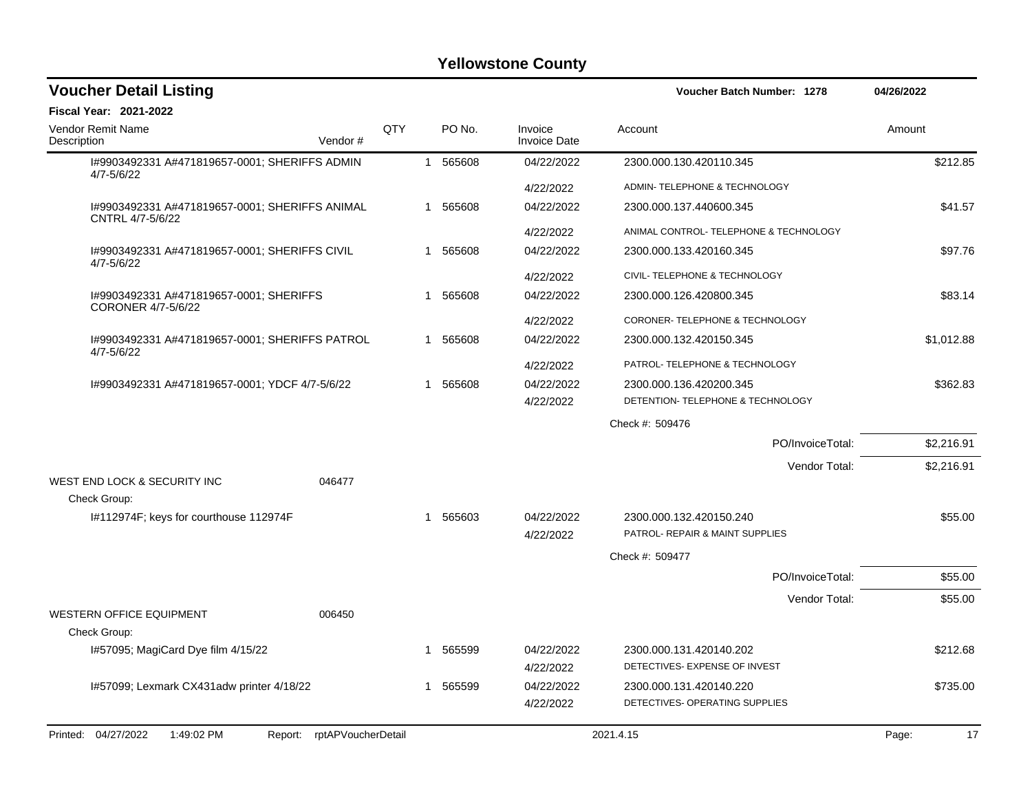# Yellowstone County

## Voucher Detail Listing

**Voucher Batch Number: 1278** — 04/26/2022

**Fiscal Year: 2021-2022**

| Vendor Remit Name / Description | Vendor # | QTY | PO No. | Invoice / Invoice Date | Account | Amount |
|---|---|---|---|---|---|---|
| I#9903492331 A#471819657-0001; SHERIFFS ADMIN 4/7-5/6/22 | | 1 | 565608 | 04/22/2022 | 2300.000.130.420110.345 | $212.85 |
| | | | | 4/22/2022 | ADMIN- TELEPHONE & TECHNOLOGY | |
| I#9903492331 A#471819657-0001; SHERIFFS ANIMAL CNTRL 4/7-5/6/22 | | 1 | 565608 | 04/22/2022 | 2300.000.137.440600.345 | $41.57 |
| | | | | 4/22/2022 | ANIMAL CONTROL- TELEPHONE & TECHNOLOGY | |
| I#9903492331 A#471819657-0001; SHERIFFS CIVIL 4/7-5/6/22 | | 1 | 565608 | 04/22/2022 | 2300.000.133.420160.345 | $97.76 |
| | | | | 4/22/2022 | CIVIL- TELEPHONE & TECHNOLOGY | |
| I#9903492331 A#471819657-0001; SHERIFFS CORONER 4/7-5/6/22 | | 1 | 565608 | 04/22/2022 | 2300.000.126.420800.345 | $83.14 |
| | | | | 4/22/2022 | CORONER- TELEPHONE & TECHNOLOGY | |
| I#9903492331 A#471819657-0001; SHERIFFS PATROL 4/7-5/6/22 | | 1 | 565608 | 04/22/2022 | 2300.000.132.420150.345 | $1,012.88 |
| | | | | 4/22/2022 | PATROL- TELEPHONE & TECHNOLOGY | |
| I#9903492331 A#471819657-0001; YDCF 4/7-5/6/22 | | 1 | 565608 | 04/22/2022 | 2300.000.136.420200.345 | $362.83 |
| | | | | 4/22/2022 | DETENTION- TELEPHONE & TECHNOLOGY | |
| | | | | | Check #: 509476 | |
| | | | | | PO/InvoiceTotal: | $2,216.91 |
| | | | | | Vendor Total: | $2,216.91 |
| WEST END LOCK & SECURITY INC | 046477 | | | | | |
| Check Group: | | | | | | |
| I#112974F; keys for courthouse 112974F | | 1 | 565603 | 04/22/2022 | 2300.000.132.420150.240 | $55.00 |
| | | | | 4/22/2022 | PATROL- REPAIR & MAINT SUPPLIES | |
| | | | | | Check #: 509477 | |
| | | | | | PO/InvoiceTotal: | $55.00 |
| | | | | | Vendor Total: | $55.00 |
| WESTERN OFFICE EQUIPMENT | 006450 | | | | | |
| Check Group: | | | | | | |
| I#57095; MagiCard Dye film 4/15/22 | | 1 | 565599 | 04/22/2022 | 2300.000.131.420140.202 | $212.68 |
| | | | | 4/22/2022 | DETECTIVES- EXPENSE OF INVEST | |
| I#57099; Lexmark CX431adw printer 4/18/22 | | 1 | 565599 | 04/22/2022 | 2300.000.131.420140.220 | $735.00 |
| | | | | 4/22/2022 | DETECTIVES- OPERATING SUPPLIES | |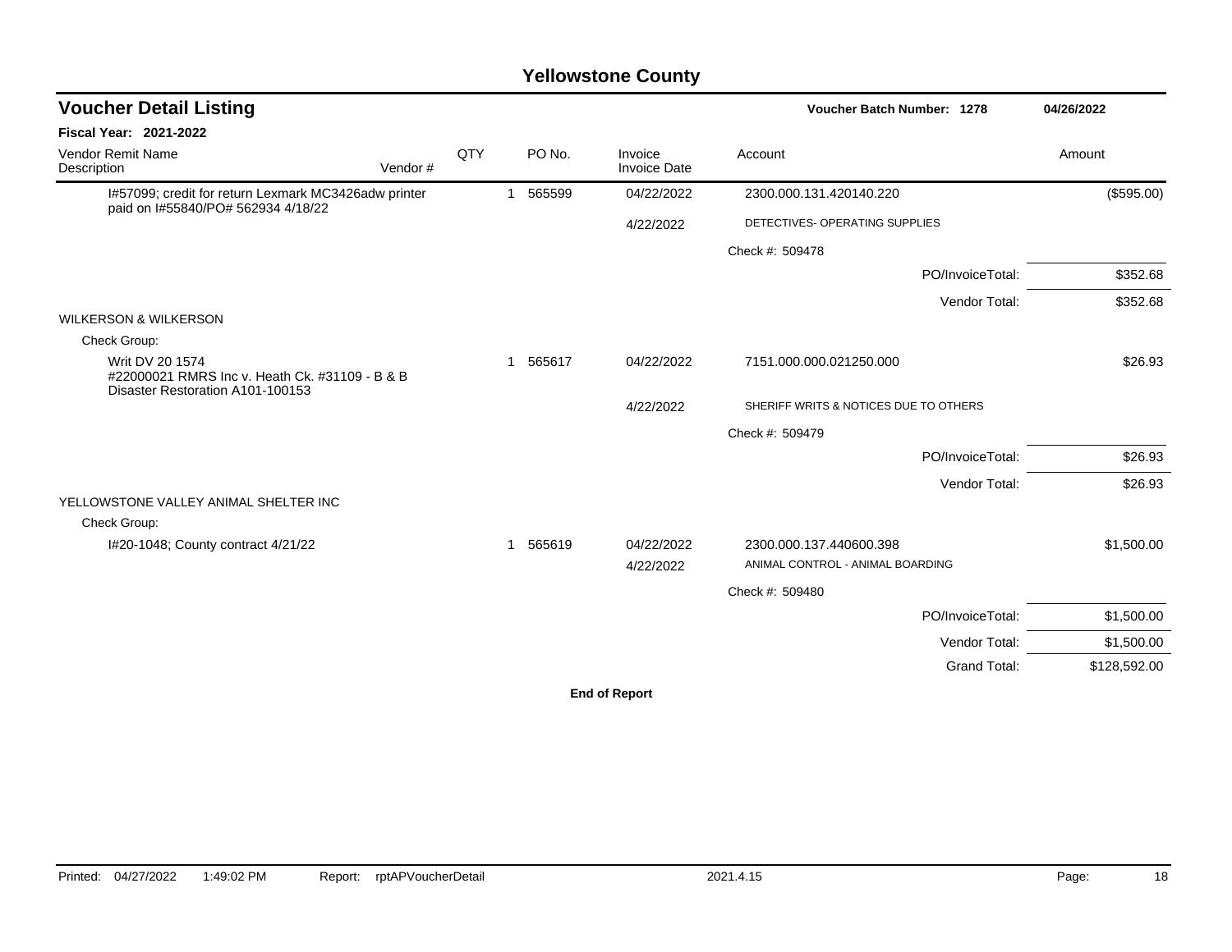## Yellowstone County

## Voucher Detail Listing

**Voucher Batch Number: 1278** **04/26/2022**

**Fiscal Year: 2021-2022**

| Vendor Remit Name Description | Vendor # | QTY | PO No. | Invoice Invoice Date | Account | Amount |
|---|---|---|---|---|---|---|
| I#57099; credit for return Lexmark MC3426adw printer paid on I#55840/PO# 562934 4/18/22 | | 1 | 565599 | 04/22/2022 | 2300.000.131.420140.220 | ($595.00) |
| | | | | 4/22/2022 | DETECTIVES- OPERATING SUPPLIES | |
| | | | | | Check #: 509478 | |
| | | | | | PO/InvoiceTotal: | $352.68 |
| | | | | | Vendor Total: | $352.68 |
| WILKERSON & WILKERSON | | | | | | |
| Check Group: | | | | | | |
| Writ DV 20 1574 #22000021 RMRS Inc v. Heath Ck. #31109 - B & B Disaster Restoration A101-100153 | | 1 | 565617 | 04/22/2022 | 7151.000.000.021250.000 | $26.93 |
| | | | | 4/22/2022 | SHERIFF WRITS & NOTICES DUE TO OTHERS | |
| | | | | | Check #: 509479 | |
| | | | | | PO/InvoiceTotal: | $26.93 |
| | | | | | Vendor Total: | $26.93 |
| YELLOWSTONE VALLEY ANIMAL SHELTER INC | | | | | | |
| Check Group: | | | | | | |
| I#20-1048; County contract 4/21/22 | | 1 | 565619 | 04/22/2022 | 2300.000.137.440600.398 | $1,500.00 |
| | | | | 4/22/2022 | ANIMAL CONTROL - ANIMAL BOARDING | |
| | | | | | Check #: 509480 | |
| | | | | | PO/InvoiceTotal: | $1,500.00 |
| | | | | | Vendor Total: | $1,500.00 |
| | | | | | Grand Total: | $128,592.00 |

**End of Report**

Printed: 04/27/2022 1:49:02 PM Report: rptAPVoucherDetail 2021.4.15